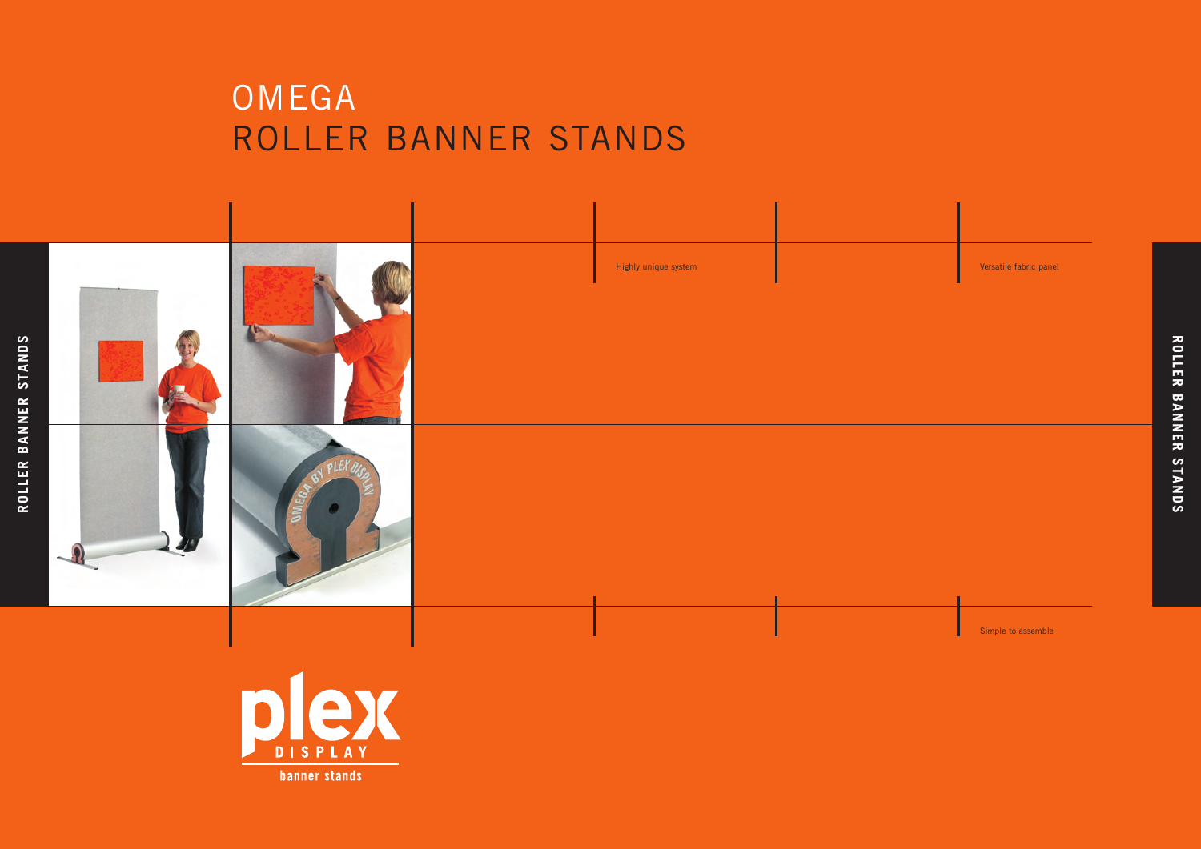# OMEGA
# ROLLER BANNER STANDS

ROLLER BANNER STANDS

Highly unique system

Versatile fabric panel

Simple to assemble

plex DISPLAY banner stands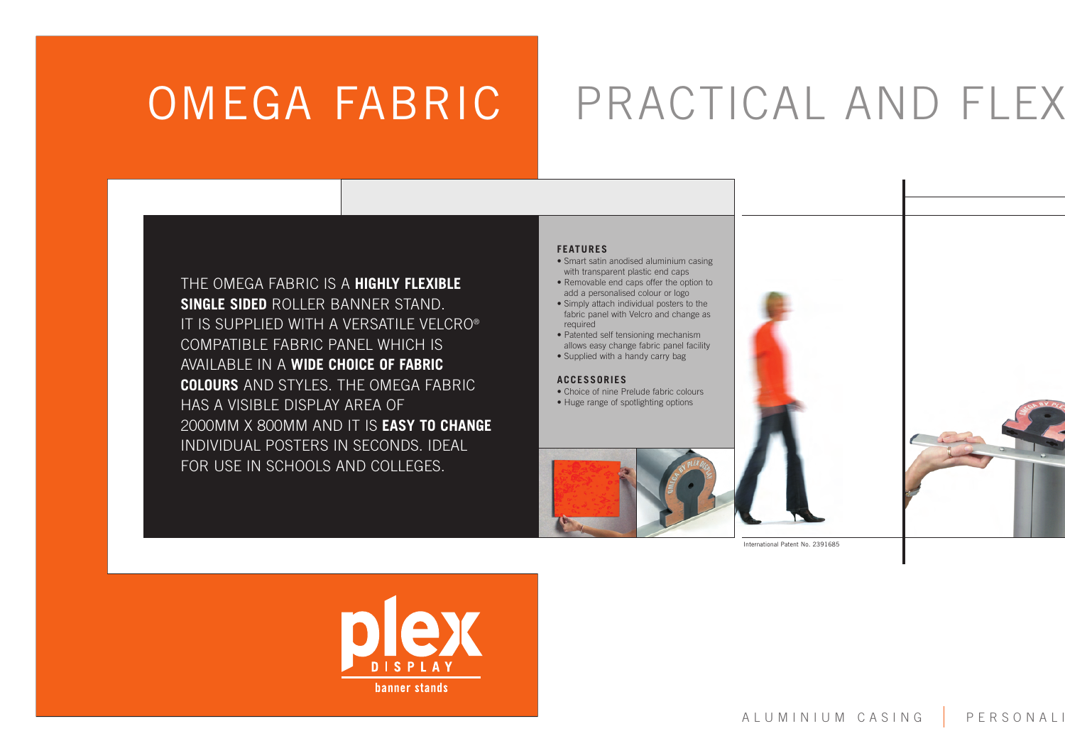# OMEGA FABRIC

# PRACTICAL AND FLEX

THE OMEGA FABRIC IS A **HIGHLY FLEXIBLE SINGLE SIDED** ROLLER BANNER STAND. IT IS SUPPLIED WITH A VERSATILE VELCRO® COMPATIBLE FABRIC PANEL WHICH IS AVAILABLE IN A **WIDE CHOICE OF FABRIC COLOURS** AND STYLES. THE OMEGA FABRIC HAS A VISIBLE DISPLAY AREA OF 2000MM X 800MM AND IT IS **EASY TO CHANGE** INDIVIDUAL POSTERS IN SECONDS. IDEAL FOR USE IN SCHOOLS AND COLLEGES.

### FEATURES

- Smart satin anodised aluminium casing with transparent plastic end caps
- Removable end caps offer the option to add a personalised colour or logo
- Simply attach individual posters to the fabric panel with Velcro and change as required
- Patented self tensioning mechanism allows easy change fabric panel facility
- Supplied with a handy carry bag

### ACCESSORIES

- Choice of nine Prelude fabric colours
- Huge range of spotlighting options

International Patent No. 2391685

plex DISPLAY banner stands

ALUMINIUM CASING | PERSONALI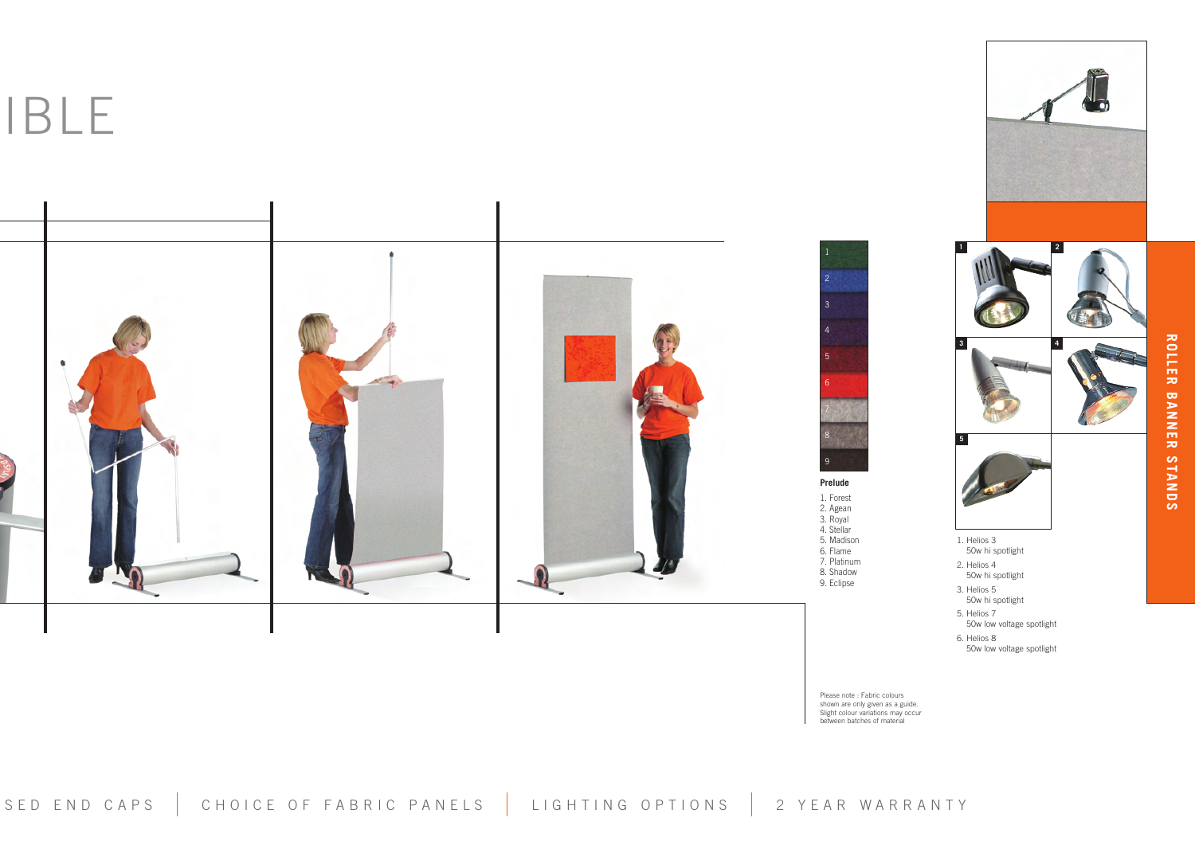IBLE

**Prelude**

1. Forest
2. Agean
3. Royal
4. Stellar
5. Madison
6. Flame
7. Platinum
8. Shadow
9. Eclipse

Please note : Fabric colours shown are only given as a guide. Slight colour variations may occur between batches of material

1. Helios 3
   50w hi spotlight
2. Helios 4
   50w hi spotlight
3. Helios 5
   50w hi spotlight
5. Helios 7
   50w low voltage spotlight
6. Helios 8
   50w low voltage spotlight

ROLLER BANNER STANDS

SED END CAPS | CHOICE OF FABRIC PANELS | LIGHTING OPTIONS | 2 YEAR WARRANTY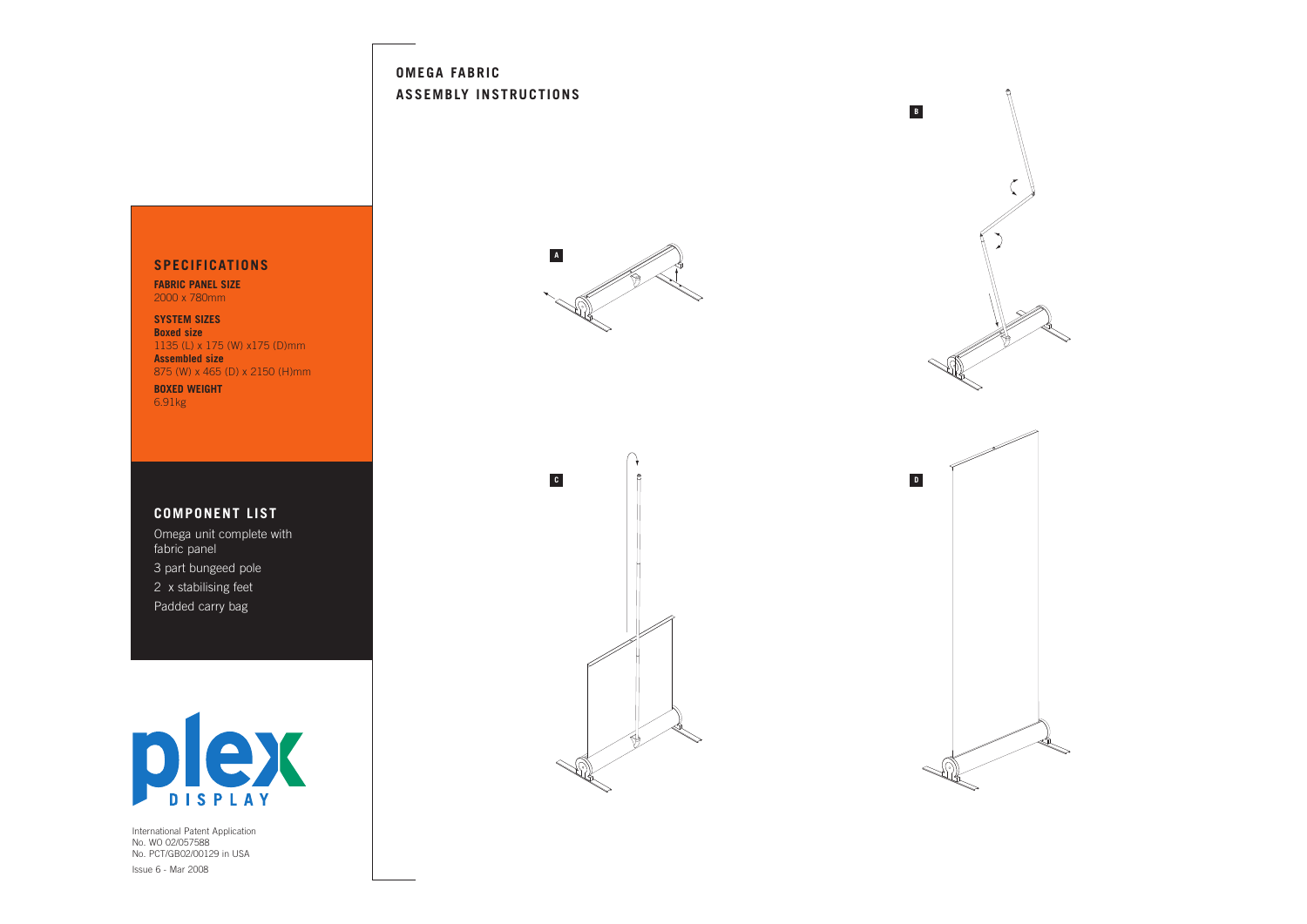# OMEGA FABRIC ASSEMBLY INSTRUCTIONS

## SPECIFICATIONS

**FABRIC PANEL SIZE**
2000 x 780mm

**SYSTEM SIZES**
**Boxed size**
1135 (L) x 175 (W) x175 (D)mm
**Assembled size**
875 (W) x 465 (D) x 2150 (H)mm

**BOXED WEIGHT**
6.91kg

## COMPONENT LIST

Omega unit complete with fabric panel

3 part bungeed pole

2 x stabilising feet

Padded carry bag

plex DISPLAY

International Patent Application
No. WO 02/057588
No. PCT/GB02/00129 in USA

Issue 6 - Mar 2008

A

B

C

D